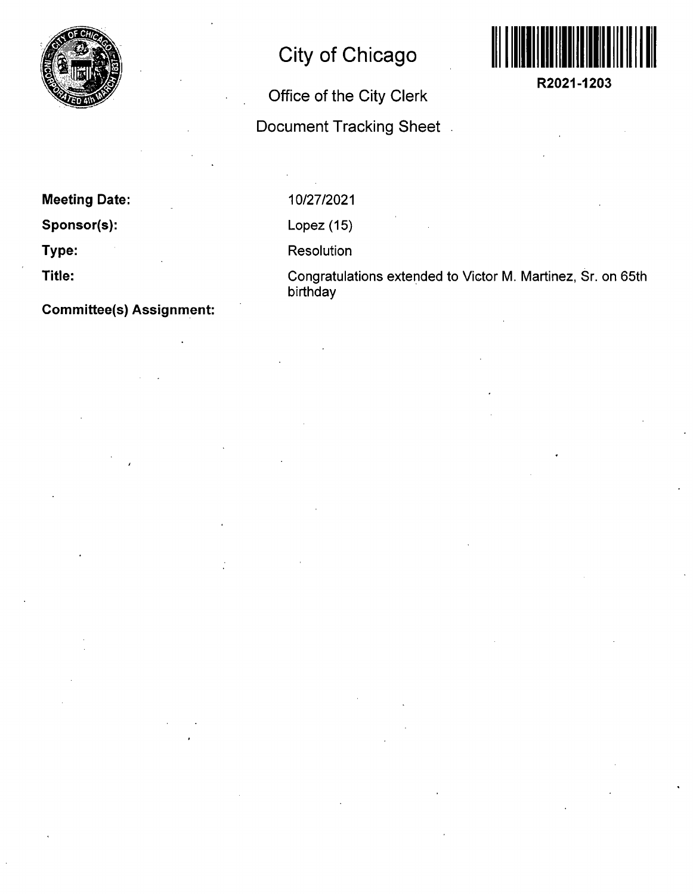# City of Chicago

## Office of the City Clerk

## Document Tracking Sheet

R2021-1203

**Meeting Date:** 10/27/2021

**Sponsor(s):** Lopez (15)

**Type:** Resolution

**Title:** Congratulations extended to Victor M. Martinez, Sr. on 65th birthday

**Committee(s) Assignment:**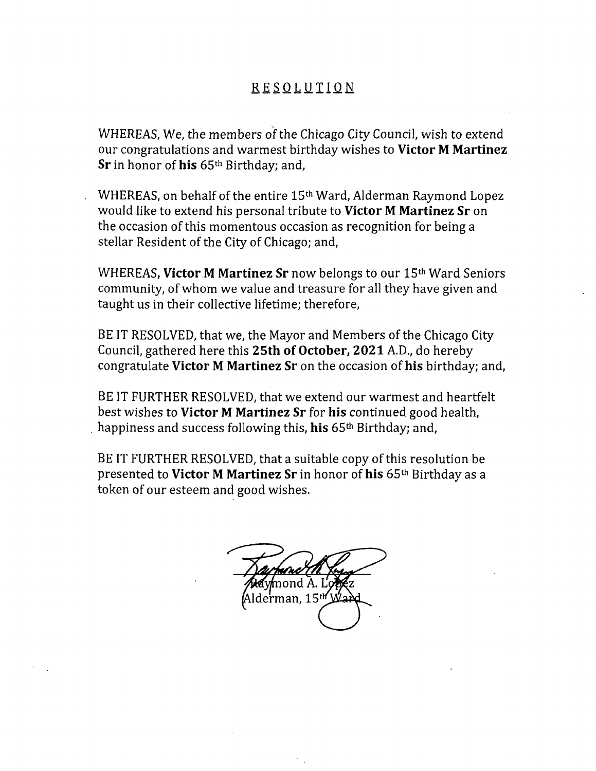# RESOLUTION

WHEREAS, We, the members of the Chicago City Council, wish to extend our congratulations and warmest birthday wishes to **Victor M Martinez Sr** in honor of **his** 65th Birthday; and,

WHEREAS, on behalf of the entire 15th Ward, Alderman Raymond Lopez would like to extend his personal tribute to **Victor M Martinez Sr** on the occasion of this momentous occasion as recognition for being a stellar Resident of the City of Chicago; and,

WHEREAS, **Victor M Martinez Sr** now belongs to our 15th Ward Seniors community, of whom we value and treasure for all they have given and taught us in their collective lifetime; therefore,

BE IT RESOLVED, that we, the Mayor and Members of the Chicago City Council, gathered here this **25th of October, 2021** A.D., do hereby congratulate **Victor M Martinez Sr** on the occasion of **his** birthday; and,

BE IT FURTHER RESOLVED, that we extend our warmest and heartfelt best wishes to **Victor M Martinez Sr** for **his** continued good health, happiness and success following this, **his** 65th Birthday; and,

BE IT FURTHER RESOLVED, that a suitable copy of this resolution be presented to **Victor M Martinez Sr** in honor of **his** 65th Birthday as a token of our esteem and good wishes.

Raymond A. Lopez
Alderman, 15th Ward